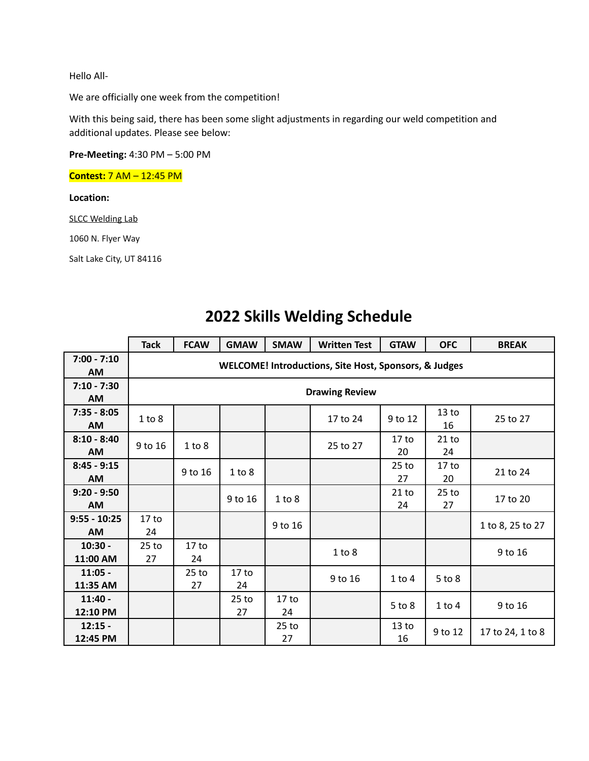Hello All-

We are officially one week from the competition!

With this being said, there has been some slight adjustments in regarding our weld competition and additional updates. Please see below:

**Pre-Meeting:** 4:30 PM – 5:00 PM

**Contest:** 7 AM – 12:45 PM

**Location:**

SLCC Welding Lab

1060 N. Flyer Way

Salt Lake City, UT 84116

# 2022 Skills Welding Schedule

| | Tack | FCAW | GMAW | SMAW | Written Test | GTAW | OFC | BREAK |
|---|---|---|---|---|---|---|---|---|
| **7:00 - 7:10 AM** | **WELCOME! Introductions, Site Host, Sponsors, & Judges** | | | | | | | |
| **7:10 - 7:30 AM** | **Drawing Review** | | | | | | | |
| **7:35 - 8:05 AM** | 1 to 8 | | | | 17 to 24 | 9 to 12 | 13 to 16 | 25 to 27 |
| **8:10 - 8:40 AM** | 9 to 16 | 1 to 8 | | | 25 to 27 | 17 to 20 | 21 to 24 | |
| **8:45 - 9:15 AM** | | 9 to 16 | 1 to 8 | | | 25 to 27 | 17 to 20 | 21 to 24 |
| **9:20 - 9:50 AM** | | | 9 to 16 | 1 to 8 | | 21 to 24 | 25 to 27 | 17 to 20 |
| **9:55 - 10:25 AM** | 17 to 24 | | | 9 to 16 | | | | 1 to 8, 25 to 27 |
| **10:30 - 11:00 AM** | 25 to 27 | 17 to 24 | | | 1 to 8 | | | 9 to 16 |
| **11:05 - 11:35 AM** | | 25 to 27 | 17 to 24 | | 9 to 16 | 1 to 4 | 5 to 8 | |
| **11:40 - 12:10 PM** | | | 25 to 27 | 17 to 24 | | 5 to 8 | 1 to 4 | 9 to 16 |
| **12:15 - 12:45 PM** | | | | 25 to 27 | | 13 to 16 | 9 to 12 | 17 to 24, 1 to 8 |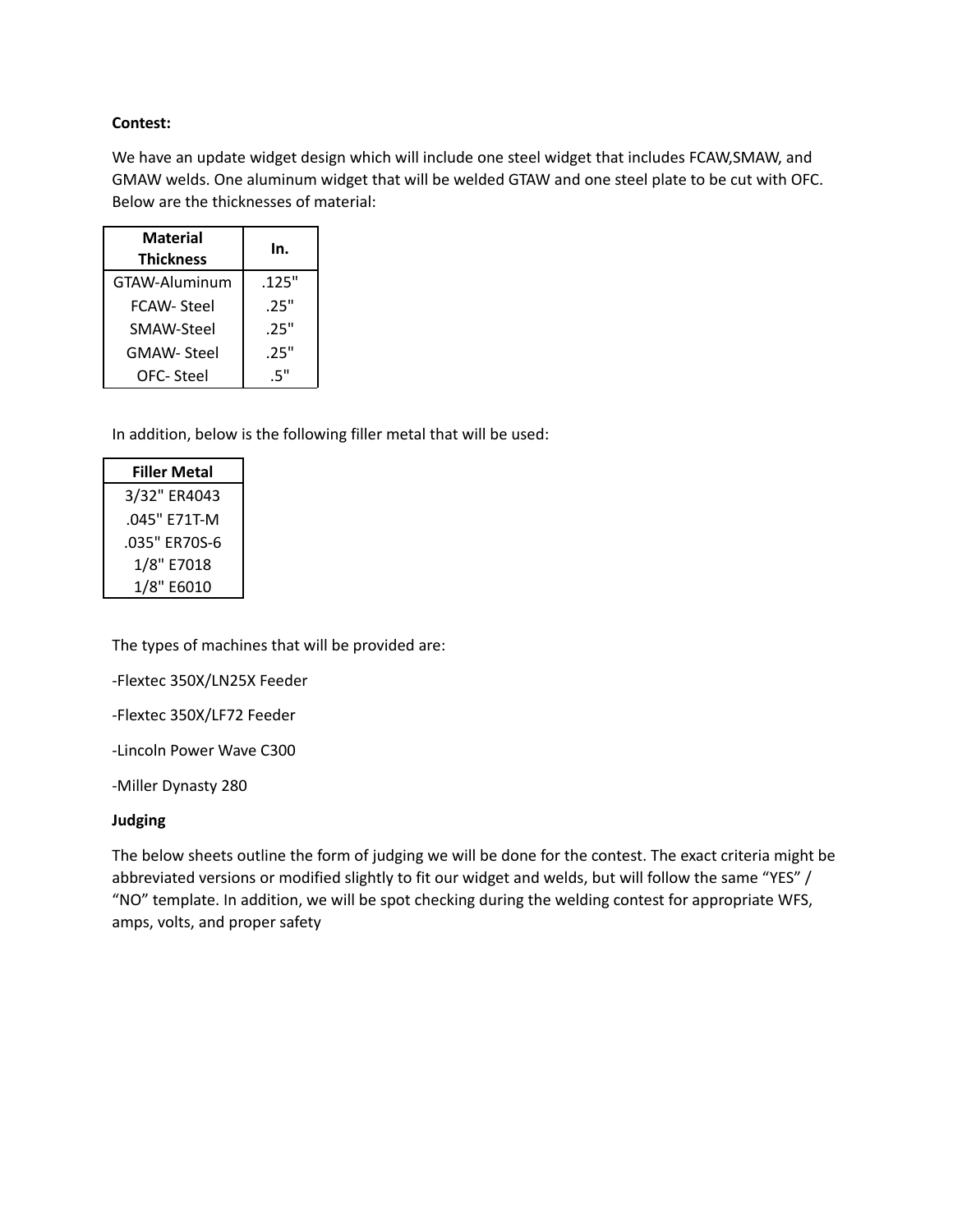**Contest:**

We have an update widget design which will include one steel widget that includes FCAW,SMAW, and GMAW welds. One aluminum widget that will be welded GTAW and one steel plate to be cut with OFC. Below are the thicknesses of material:

| Material Thickness | In. |
|---|---|
| GTAW-Aluminum | .125" |
| FCAW- Steel | .25" |
| SMAW-Steel | .25" |
| GMAW- Steel | .25" |
| OFC- Steel | .5" |

In addition, below is the following filler metal that will be used:

| Filler Metal |
|---|
| 3/32" ER4043 |
| .045" E71T-M |
| .035" ER70S-6 |
| 1/8" E7018 |
| 1/8" E6010 |

The types of machines that will be provided are:

-Flextec 350X/LN25X Feeder

-Flextec 350X/LF72 Feeder

-Lincoln Power Wave C300

-Miller Dynasty 280

**Judging**

The below sheets outline the form of judging we will be done for the contest. The exact criteria might be abbreviated versions or modified slightly to fit our widget and welds, but will follow the same "YES" / "NO" template. In addition, we will be spot checking during the welding contest for appropriate WFS, amps, volts, and proper safety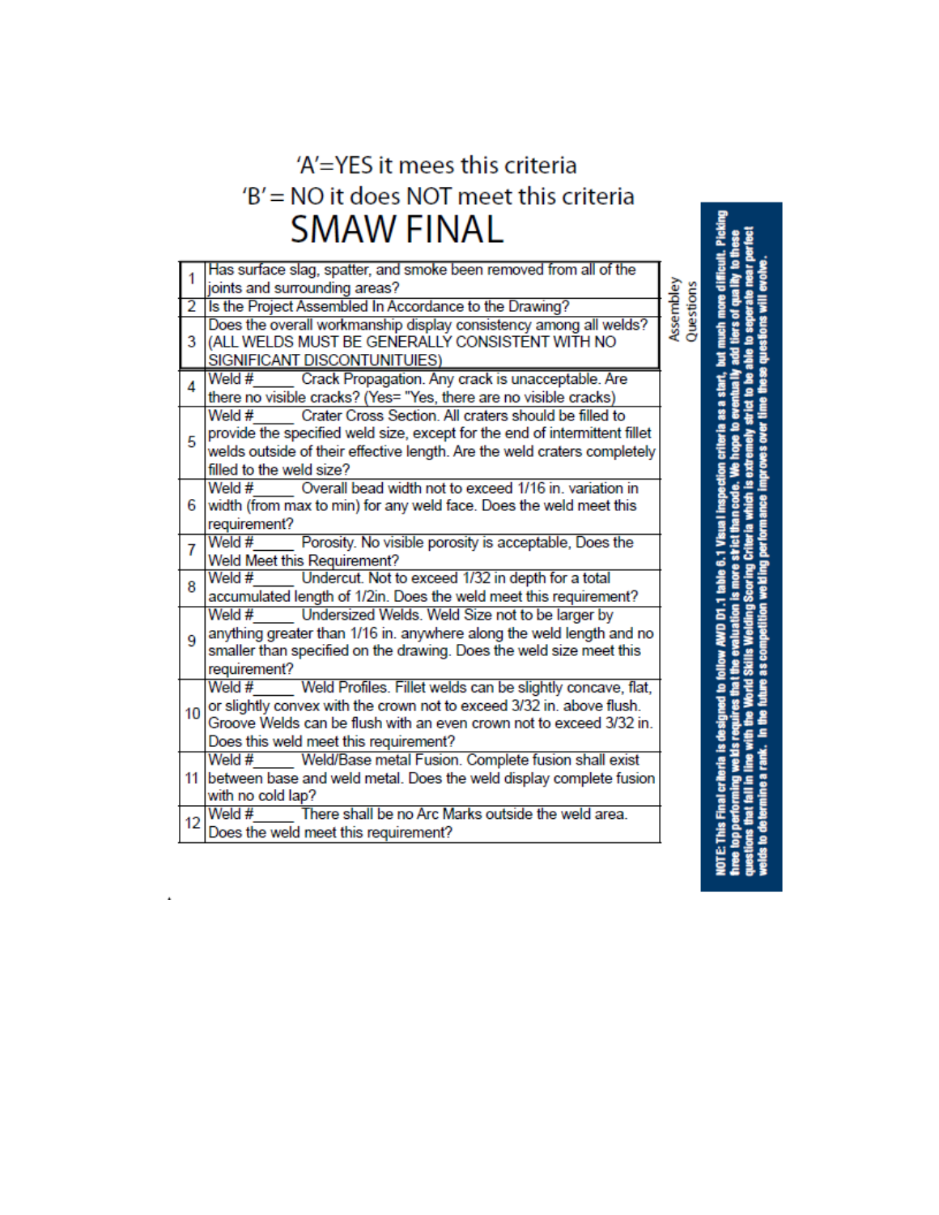'A'=YES it mees this criteria

'B' = NO it does NOT meet this criteria

# SMAW FINAL

| | |
|---|---|
| 1 | Has surface slag, spatter, and smoke been removed from all of the joints and surrounding areas? |
| 2 | Is the Project Assembled In Accordance to the Drawing? |
| 3 | Does the overall workmanship display consistency among all welds? (ALL WELDS MUST BE GENERALLY CONSISTENT WITH NO SIGNIFICANT DISCONTUNITUIES) |
| 4 | Weld #_____ Crack Propagation. Any crack is unacceptable. Are there no visible cracks? (Yes= "Yes, there are no visible cracks) |
| 5 | Weld #_____ Crater Cross Section. All craters should be filled to provide the specified weld size, except for the end of intermittent fillet welds outside of their effective length. Are the weld craters completely filled to the weld size? |
| 6 | Weld #_____ Overall bead width not to exceed 1/16 in. variation in width (from max to min) for any weld face. Does the weld meet this requirement? |
| 7 | Weld #_____ Porosity. No visible porosity is acceptable, Does the Weld Meet this Requirement? |
| 8 | Weld #_____ Undercut. Not to exceed 1/32 in depth for a total accumulated length of 1/2in. Does the weld meet this requirement? |
| 9 | Weld #_____ Undersized Welds. Weld Size not to be larger by anything greater than 1/16 in. anywhere along the weld length and no smaller than specified on the drawing. Does the weld size meet this requirement? |
| 10 | Weld #_____ Weld Profiles. Fillet welds can be slightly concave, flat, or slightly convex with the crown not to exceed 3/32 in. above flush. Groove Welds can be flush with an even crown not to exceed 3/32 in. Does this weld meet this requirement? |
| 11 | Weld #_____ Weld/Base metal Fusion. Complete fusion shall exist between base and weld metal. Does the weld display complete fusion with no cold lap? |
| 12 | Weld #_____ There shall be no Arc Marks outside the weld area. Does the weld meet this requirement? |

Assembley Questions

**NOTE: This Final criteria is designed to follow AWD D1.1 table 6.1 Visual inspection criteria as a start, but much more difficult. Picking three top performing welds requires that the evaluation is more strict than code. We hope to eventually add tiers of quality to these questions that fall in line with the World Skills Welding Scoring Criteria which is extremely strict to be able to seperate near perfect welds to determine a rank. In the future as competition welding performance improves over time these questions will evolve.**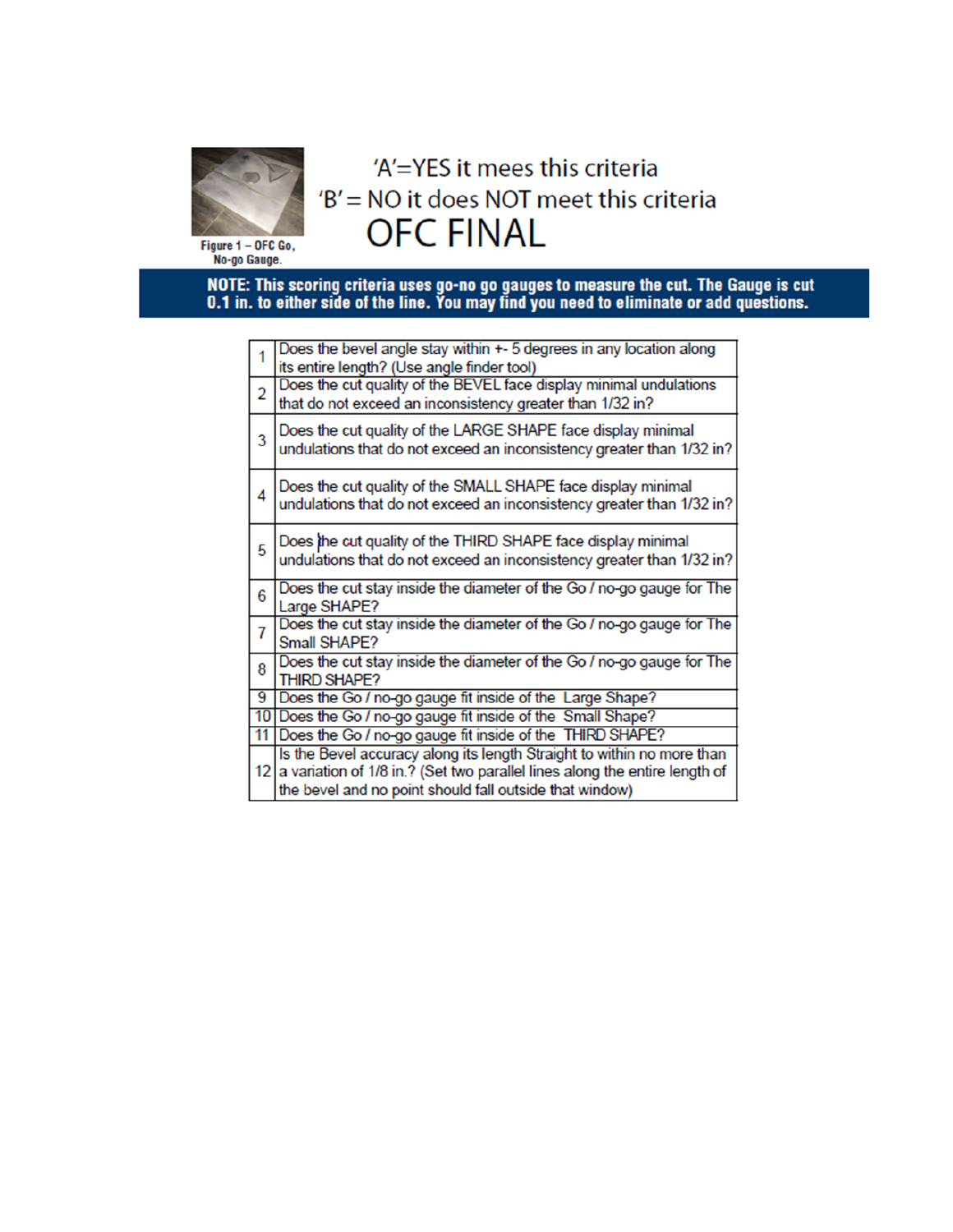Figure 1 – OFC Go, No-go Gauge.

'A'=YES it mees this criteria

'B' = NO it does NOT meet this criteria

# OFC FINAL

**NOTE: This scoring criteria uses go-no go gauges to measure the cut. The Gauge is cut 0.1 in. to either side of the line. You may find you need to eliminate or add questions.**

| | |
|---|---|
| 1 | Does the bevel angle stay within +- 5 degrees in any location along its entire length? (Use angle finder tool) |
| 2 | Does the cut quality of the BEVEL face display minimal undulations that do not exceed an inconsistency greater than 1/32 in? |
| 3 | Does the cut quality of the LARGE SHAPE face display minimal undulations that do not exceed an inconsistency greater than 1/32 in? |
| 4 | Does the cut quality of the SMALL SHAPE face display minimal undulations that do not exceed an inconsistency greater than 1/32 in? |
| 5 | Does the cut quality of the THIRD SHAPE face display minimal undulations that do not exceed an inconsistency greater than 1/32 in? |
| 6 | Does the cut stay inside the diameter of the Go / no-go gauge for The Large SHAPE? |
| 7 | Does the cut stay inside the diameter of the Go / no-go gauge for The Small SHAPE? |
| 8 | Does the cut stay inside the diameter of the Go / no-go gauge for The THIRD SHAPE? |
| 9 | Does the Go / no-go gauge fit inside of the Large Shape? |
| 10 | Does the Go / no-go gauge fit inside of the Small Shape? |
| 11 | Does the Go / no-go gauge fit inside of the THIRD SHAPE? |
| 12 | Is the Bevel accuracy along its length Straight to within no more than a variation of 1/8 in.? (Set two parallel lines along the entire length of the bevel and no point should fall outside that window) |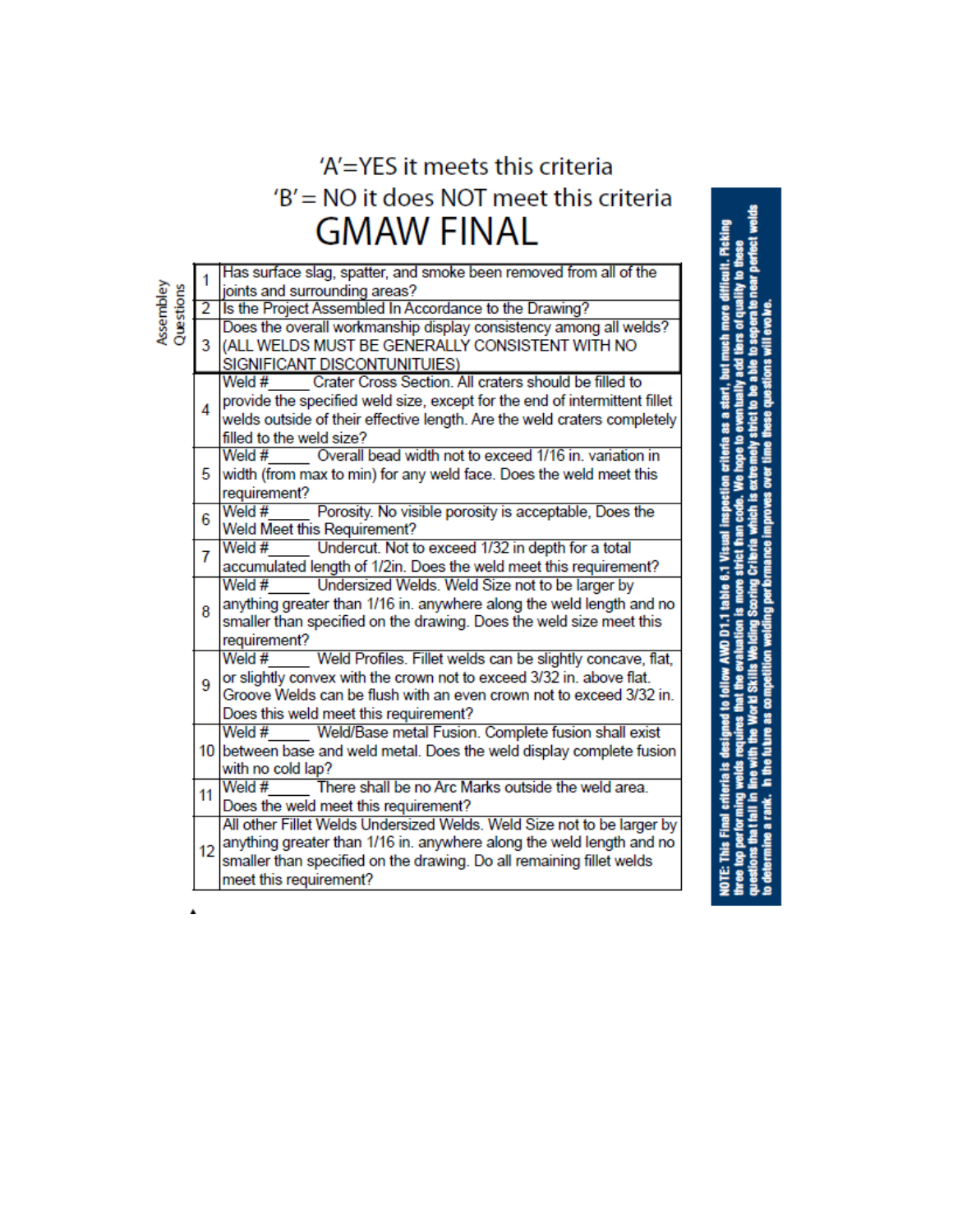'A'=YES it meets this criteria

'B' = NO it does NOT meet this criteria

# GMAW FINAL

| Assembley Questions | # | Criteria |
|---|---|---|
| Assembley Questions | 1 | Has surface slag, spatter, and smoke been removed from all of the joints and surrounding areas? |
| | 2 | Is the Project Assembled In Accordance to the Drawing? |
| | 3 | Does the overall workmanship display consistency among all welds? (ALL WELDS MUST BE GENERALLY CONSISTENT WITH NO SIGNIFICANT DISCONTUNITUIES) |
| | 4 | Weld #_____ Crater Cross Section. All craters should be filled to provide the specified weld size, except for the end of intermittent fillet welds outside of their effective length. Are the weld craters completely filled to the weld size? |
| | 5 | Weld #_____ Overall bead width not to exceed 1/16 in. variation in width (from max to min) for any weld face. Does the weld meet this requirement? |
| | 6 | Weld #_____ Porosity. No visible porosity is acceptable, Does the Weld Meet this Requirement? |
| | 7 | Weld #_____ Undercut. Not to exceed 1/32 in depth for a total accumulated length of 1/2in. Does the weld meet this requirement? |
| | 8 | Weld #_____ Undersized Welds. Weld Size not to be larger by anything greater than 1/16 in. anywhere along the weld length and no smaller than specified on the drawing. Does the weld size meet this requirement? |
| | 9 | Weld #_____ Weld Profiles. Fillet welds can be slightly concave, flat, or slightly convex with the crown not to exceed 3/32 in. above flat. Groove Welds can be flush with an even crown not to exceed 3/32 in. Does this weld meet this requirement? |
| | 10 | Weld #_____ Weld/Base metal Fusion. Complete fusion shall exist between base and weld metal. Does the weld display complete fusion with no cold lap? |
| | 11 | Weld #_____ There shall be no Arc Marks outside the weld area. Does the weld meet this requirement? |
| | 12 | All other Fillet Welds Undersized Welds. Weld Size not to be larger by anything greater than 1/16 in. anywhere along the weld length and no smaller than specified on the drawing. Do all remaining fillet welds meet this requirement? |

**NOTE: This Final criteria is designed to follow AWD D1.1 table 6.1 Visual inspection criteria as a start, but much more difficult. Picking three top performing welds requires that the evaluation is more strict than code. We hope to eventually add tiers of quality to these questions that fall in line with the World Skills Welding Scoring Criteria which is extremely strict to be able to seperate near perfect welds to determine a rank. In the future as competition welding performance improves over time these questions will evolve.**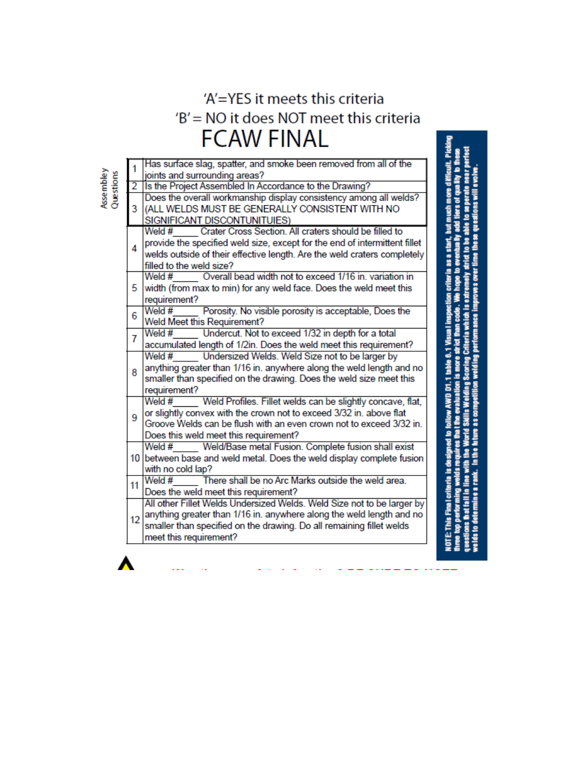'A'=YES it meets this criteria

'B' = NO it does NOT meet this criteria

# FCAW FINAL

Assembley Questions

| # | Criteria |
|---|---|
| 1 | Has surface slag, spatter, and smoke been removed from all of the joints and surrounding areas? |
| 2 | Is the Project Assembled In Accordance to the Drawing? |
| 3 | Does the overall workmanship display consistency among all welds? (ALL WELDS MUST BE GENERALLY CONSISTENT WITH NO SIGNIFICANT DISCONTUNITUIES) |
| 4 | Weld #_____ Crater Cross Section. All craters should be filled to provide the specified weld size, except for the end of intermittent fillet welds outside of their effective length. Are the weld craters completely filled to the weld size? |
| 5 | Weld #_____ Overall bead width not to exceed 1/16 in. variation in width (from max to min) for any weld face. Does the weld meet this requirement? |
| 6 | Weld #_____ Porosity. No visible porosity is acceptable, Does the Weld Meet this Requirement? |
| 7 | Weld #_____ Undercut. Not to exceed 1/32 in depth for a total accumulated length of 1/2in. Does the weld meet this requirement? |
| 8 | Weld #_____ Undersized Welds. Weld Size not to be larger by anything greater than 1/16 in. anywhere along the weld length and no smaller than specified on the drawing. Does the weld size meet this requirement? |
| 9 | Weld #_____ Weld Profiles. Fillet welds can be slightly concave, flat, or slightly convex with the crown not to exceed 3/32 in. above flat Groove Welds can be flush with an even crown not to exceed 3/32 in. Does this weld meet this requirement? |
| 10 | Weld #_____ Weld/Base metal Fusion. Complete fusion shall exist between base and weld metal. Does the weld display complete fusion with no cold lap? |
| 11 | Weld #_____ There shall be no Arc Marks outside the weld area. Does the weld meet this requirement? |
| 12 | All other Fillet Welds Undersized Welds. Weld Size not to be larger by anything greater than 1/16 in. anywhere along the weld length and no smaller than specified on the drawing. Do all remaining fillet welds meet this requirement? |

**NOTE: This Final criteria is designed to follow AWD D1.1 table 6.1 Visual inspection criteria as a start, but much more difficult. Picking three top performing welds requires that the evaluation is more strict than code. We hope to eventually add tiers of quality to these questions that fall in line with the World Skills Welding Scoring Criteria which is extremely strict to be able to seperate near perfect welds to determine a rank. In the future as competition welding performance improves over time these questions will evolve.**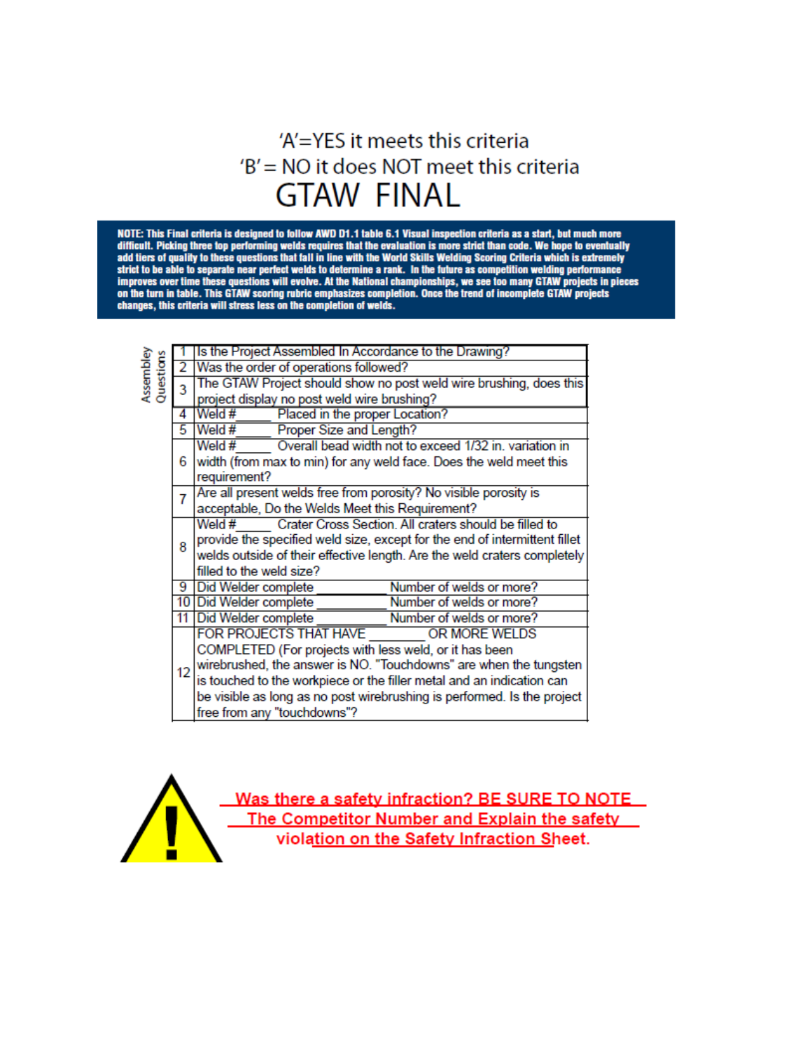'A'=YES it meets this criteria

'B' = NO it does NOT meet this criteria

# GTAW FINAL

**NOTE: This Final criteria is designed to follow AWD D1.1 table 6.1 Visual inspection criteria as a start, but much more difficult. Picking three top performing welds requires that the evaluation is more strict than code. We hope to eventually add tiers of quality to these questions that fall in line with the World Skills Welding Scoring Criteria which is extremely strict to be able to separate near perfect welds to determine a rank. In the future as competition welding performance improves over time these questions will evolve. At the National championships, we see too many GTAW projects in pieces on the turn in table. This GTAW scoring rubric emphasizes completion. Once the trend of incomplete GTAW projects changes, this criteria will stress less on the completion of welds.**

| | | |
|---|---|---|
| Assembley Questions | 1 | Is the Project Assembled In Accordance to the Drawing? |
| | 2 | Was the order of operations followed? |
| | 3 | The GTAW Project should show no post weld wire brushing, does this project display no post weld wire brushing? |
| | 4 | Weld #_____ Placed in the proper Location? |
| | 5 | Weld #_____ Proper Size and Length? |
| | 6 | Weld #_____ Overall bead width not to exceed 1/32 in. variation in width (from max to min) for any weld face. Does the weld meet this requirement? |
| | 7 | Are all present welds free from porosity? No visible porosity is acceptable, Do the Welds Meet this Requirement? |
| | 8 | Weld #_____ Crater Cross Section. All craters should be filled to provide the specified weld size, except for the end of intermittent fillet welds outside of their effective length. Are the weld craters completely filled to the weld size? |
| | 9 | Did Welder complete __________ Number of welds or more? |
| | 10 | Did Welder complete __________ Number of welds or more? |
| | 11 | Did Welder complete __________ Number of welds or more? |
| | 12 | FOR PROJECTS THAT HAVE ________ OR MORE WELDS COMPLETED (For projects with less weld, or it has been wirebrushed, the answer is NO. "Touchdowns" are when the tungsten is touched to the workpiece or the filler metal and an indication can be visible as long as no post wirebrushing is performed. Is the project free from any "touchdowns"? |

**Was there a safety infraction? BE SURE TO NOTE The Competitor Number and Explain the safety violation on the Safety Infraction Sheet.**